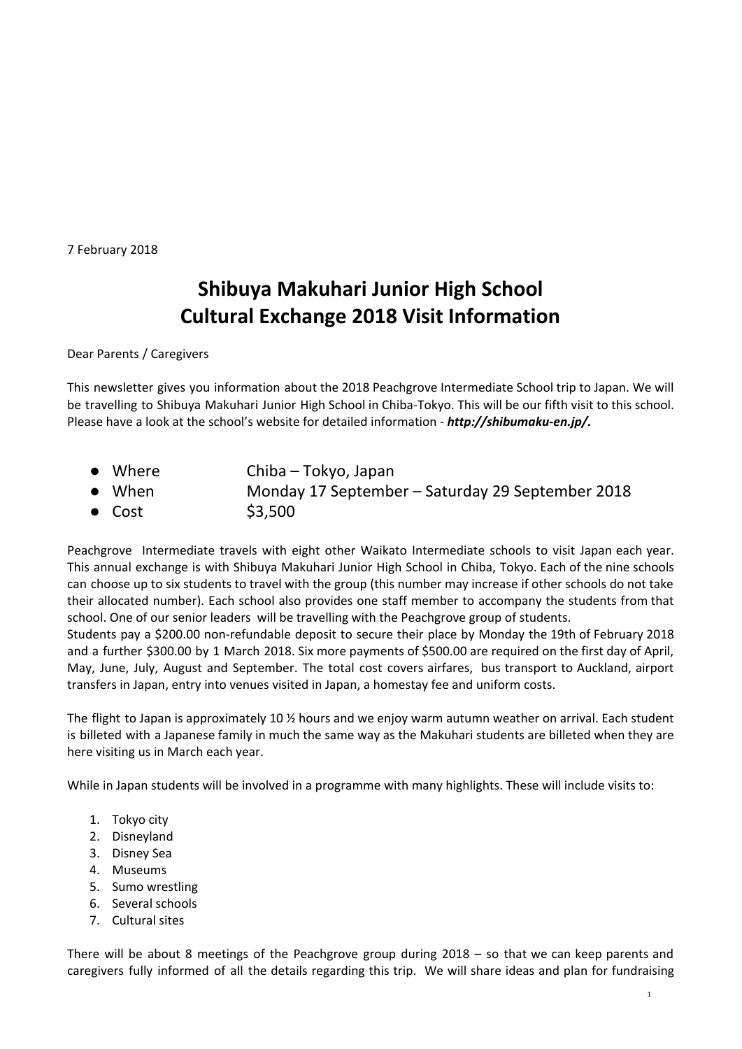7 February 2018

# Shibuya Makuhari Junior High School
# Cultural Exchange 2018 Visit Information

Dear Parents / Caregivers

This newsletter gives you information about the 2018 Peachgrove Intermediate School trip to Japan. We will be travelling to Shibuya Makuhari Junior High School in Chiba-Tokyo. This will be our fifth visit to this school. Please have a look at the school's website for detailed information - ***http://shibumaku-en.jp/.***

- Where Chiba – Tokyo, Japan
- When Monday 17 September – Saturday 29 September 2018
- Cost $3,500

Peachgrove Intermediate travels with eight other Waikato Intermediate schools to visit Japan each year. This annual exchange is with Shibuya Makuhari Junior High School in Chiba, Tokyo. Each of the nine schools can choose up to six students to travel with the group (this number may increase if other schools do not take their allocated number). Each school also provides one staff member to accompany the students from that school. One of our senior leaders will be travelling with the Peachgrove group of students.
Students pay a $200.00 non-refundable deposit to secure their place by Monday the 19th of February 2018 and a further $300.00 by 1 March 2018. Six more payments of $500.00 are required on the first day of April, May, June, July, August and September. The total cost covers airfares, bus transport to Auckland, airport transfers in Japan, entry into venues visited in Japan, a homestay fee and uniform costs.

The flight to Japan is approximately 10 ½ hours and we enjoy warm autumn weather on arrival. Each student is billeted with a Japanese family in much the same way as the Makuhari students are billeted when they are here visiting us in March each year.

While in Japan students will be involved in a programme with many highlights. These will include visits to:

1. Tokyo city
2. Disneyland
3. Disney Sea
4. Museums
5. Sumo wrestling
6. Several schools
7. Cultural sites

There will be about 8 meetings of the Peachgrove group during 2018 – so that we can keep parents and caregivers fully informed of all the details regarding this trip. We will share ideas and plan for fundraising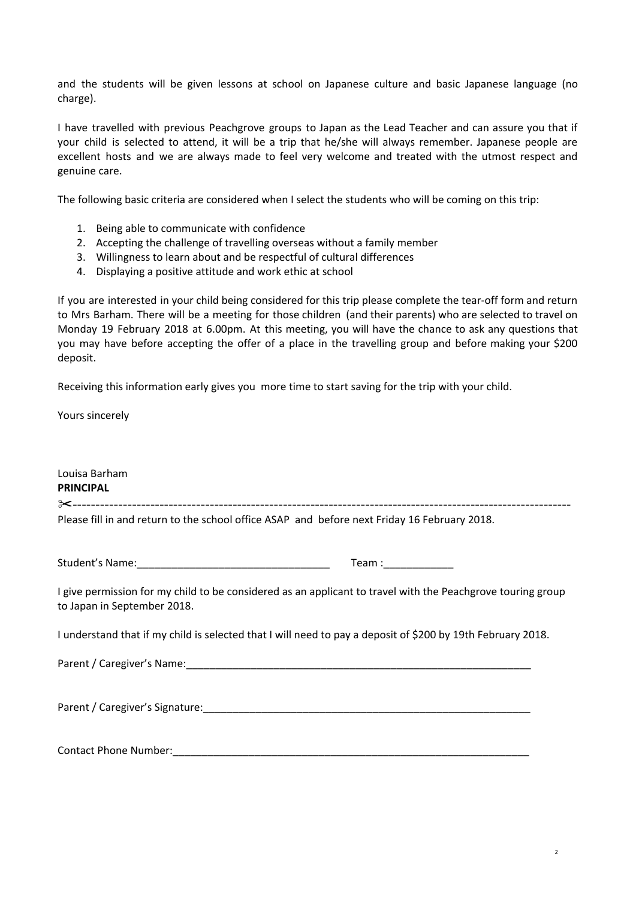and the students will be given lessons at school on Japanese culture and basic Japanese language (no charge).

I have travelled with previous Peachgrove groups to Japan as the Lead Teacher and can assure you that if your child is selected to attend, it will be a trip that he/she will always remember. Japanese people are excellent hosts and we are always made to feel very welcome and treated with the utmost respect and genuine care.

The following basic criteria are considered when I select the students who will be coming on this trip:

1. Being able to communicate with confidence
2. Accepting the challenge of travelling overseas without a family member
3. Willingness to learn about and be respectful of cultural differences
4. Displaying a positive attitude and work ethic at school

If you are interested in your child being considered for this trip please complete the tear-off form and return to Mrs Barham. There will be a meeting for those children (and their parents) who are selected to travel on Monday 19 February 2018 at 6.00pm. At this meeting, you will have the chance to ask any questions that you may have before accepting the offer of a place in the travelling group and before making your $200 deposit.

Receiving this information early gives you more time to start saving for the trip with your child.

Yours sincerely

Louisa Barham
**PRINCIPAL**

✂-------------------------------------------------------------------------------------------------------------

Please fill in and return to the school office ASAP and before next Friday 16 February 2018.

Student's Name:________________________________ Team :____________

I give permission for my child to be considered as an applicant to travel with the Peachgrove touring group to Japan in September 2018.

I understand that if my child is selected that I will need to pay a deposit of $200 by 19th February 2018.

Parent / Caregiver's Name:_____________________________________________________________

Parent / Caregiver's Signature:__________________________________________________________

Contact Phone Number:________________________________________________________________